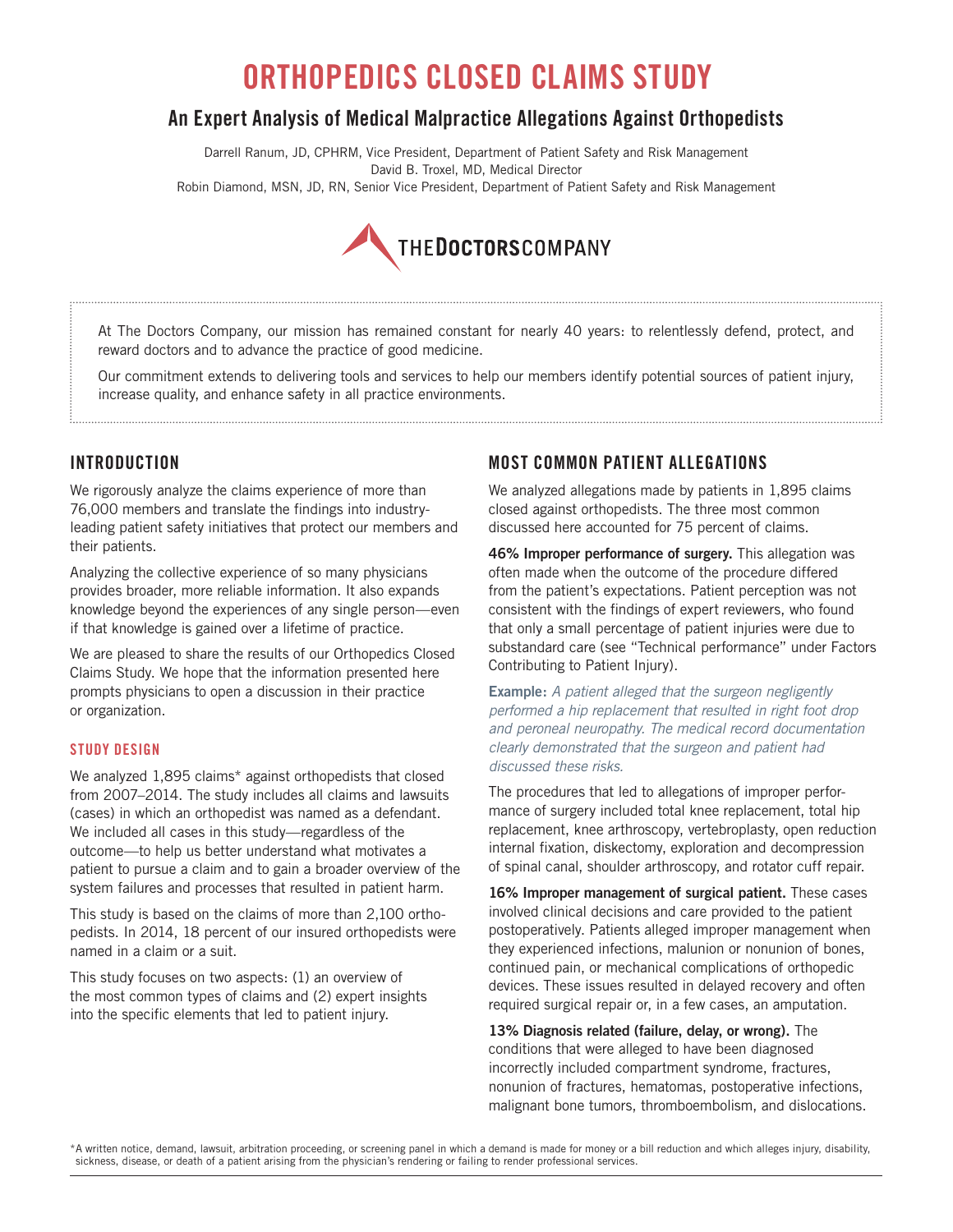# ORTHOPEDICS CLOSED CLAIMS STUDY

## An Expert Analysis of Medical Malpractice Allegations Against Orthopedists

Darrell Ranum, JD, CPHRM, Vice President, Department of Patient Safety and Risk Management
David B. Troxel, MD, Medical Director
Robin Diamond, MSN, JD, RN, Senior Vice President, Department of Patient Safety and Risk Management

THE DOCTORS COMPANY

At The Doctors Company, our mission has remained constant for nearly 40 years: to relentlessly defend, protect, and reward doctors and to advance the practice of good medicine.

Our commitment extends to delivering tools and services to help our members identify potential sources of patient injury, increase quality, and enhance safety in all practice environments.

## INTRODUCTION

We rigorously analyze the claims experience of more than 76,000 members and translate the findings into industry-leading patient safety initiatives that protect our members and their patients.

Analyzing the collective experience of so many physicians provides broader, more reliable information. It also expands knowledge beyond the experiences of any single person—even if that knowledge is gained over a lifetime of practice.

We are pleased to share the results of our Orthopedics Closed Claims Study. We hope that the information presented here prompts physicians to open a discussion in their practice or organization.

### STUDY DESIGN

We analyzed 1,895 claims* against orthopedists that closed from 2007–2014. The study includes all claims and lawsuits (cases) in which an orthopedist was named as a defendant. We included all cases in this study—regardless of the outcome—to help us better understand what motivates a patient to pursue a claim and to gain a broader overview of the system failures and processes that resulted in patient harm.

This study is based on the claims of more than 2,100 orthopedists. In 2014, 18 percent of our insured orthopedists were named in a claim or a suit.

This study focuses on two aspects: (1) an overview of the most common types of claims and (2) expert insights into the specific elements that led to patient injury.

## MOST COMMON PATIENT ALLEGATIONS

We analyzed allegations made by patients in 1,895 claims closed against orthopedists. The three most common discussed here accounted for 75 percent of claims.

**46% Improper performance of surgery.** This allegation was often made when the outcome of the procedure differed from the patient's expectations. Patient perception was not consistent with the findings of expert reviewers, who found that only a small percentage of patient injuries were due to substandard care (see "Technical performance" under Factors Contributing to Patient Injury).

**Example:** *A patient alleged that the surgeon negligently performed a hip replacement that resulted in right foot drop and peroneal neuropathy. The medical record documentation clearly demonstrated that the surgeon and patient had discussed these risks.*

The procedures that led to allegations of improper performance of surgery included total knee replacement, total hip replacement, knee arthroscopy, vertebroplasty, open reduction internal fixation, diskectomy, exploration and decompression of spinal canal, shoulder arthroscopy, and rotator cuff repair.

**16% Improper management of surgical patient.** These cases involved clinical decisions and care provided to the patient postoperatively. Patients alleged improper management when they experienced infections, malunion or nonunion of bones, continued pain, or mechanical complications of orthopedic devices. These issues resulted in delayed recovery and often required surgical repair or, in a few cases, an amputation.

**13% Diagnosis related (failure, delay, or wrong).** The conditions that were alleged to have been diagnosed incorrectly included compartment syndrome, fractures, nonunion of fractures, hematomas, postoperative infections, malignant bone tumors, thromboembolism, and dislocations.

*A written notice, demand, lawsuit, arbitration proceeding, or screening panel in which a demand is made for money or a bill reduction and which alleges injury, disability, sickness, disease, or death of a patient arising from the physician's rendering or failing to render professional services.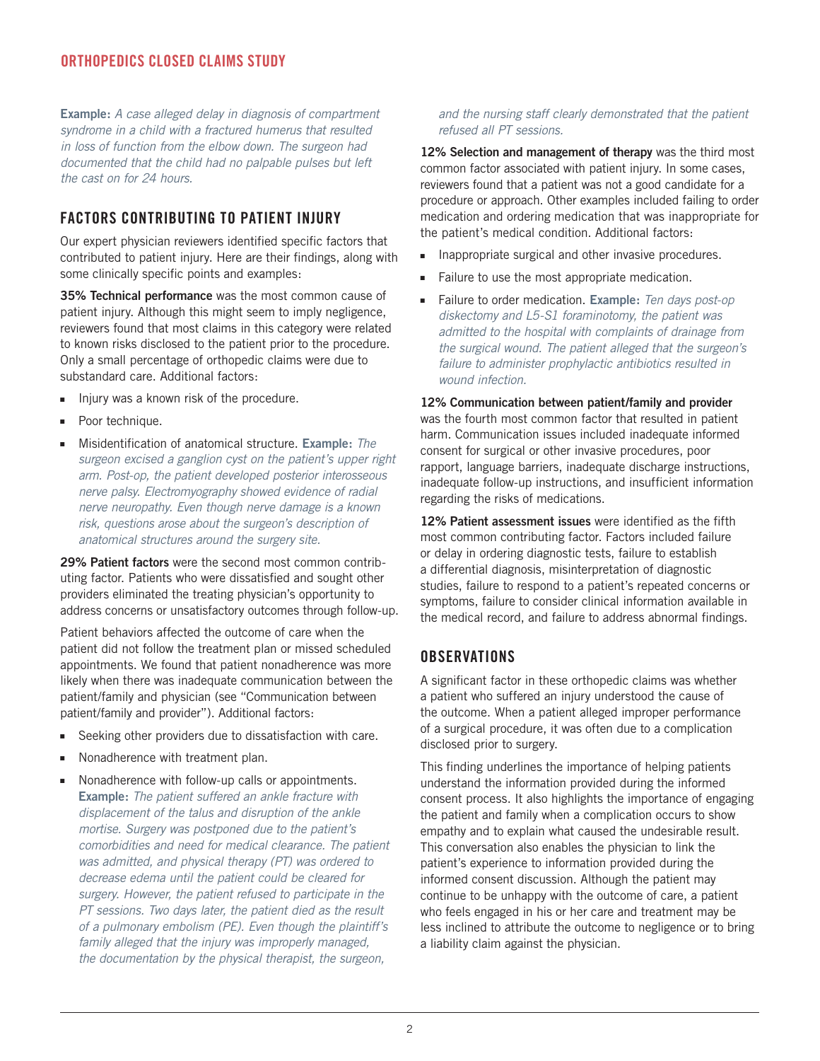**Example:** *A case alleged delay in diagnosis of compartment syndrome in a child with a fractured humerus that resulted in loss of function from the elbow down. The surgeon had documented that the child had no palpable pulses but left the cast on for 24 hours.*

## FACTORS CONTRIBUTING TO PATIENT INJURY

Our expert physician reviewers identified specific factors that contributed to patient injury. Here are their findings, along with some clinically specific points and examples:

**35% Technical performance** was the most common cause of patient injury. Although this might seem to imply negligence, reviewers found that most claims in this category were related to known risks disclosed to the patient prior to the procedure. Only a small percentage of orthopedic claims were due to substandard care. Additional factors:

- Injury was a known risk of the procedure.
- Poor technique.
- Misidentification of anatomical structure. **Example:** *The surgeon excised a ganglion cyst on the patient's upper right arm. Post-op, the patient developed posterior interosseous nerve palsy. Electromyography showed evidence of radial nerve neuropathy. Even though nerve damage is a known risk, questions arose about the surgeon's description of anatomical structures around the surgery site.*

**29% Patient factors** were the second most common contributing factor. Patients who were dissatisfied and sought other providers eliminated the treating physician's opportunity to address concerns or unsatisfactory outcomes through follow-up.

Patient behaviors affected the outcome of care when the patient did not follow the treatment plan or missed scheduled appointments. We found that patient nonadherence was more likely when there was inadequate communication between the patient/family and physician (see "Communication between patient/family and provider"). Additional factors:

- Seeking other providers due to dissatisfaction with care.
- Nonadherence with treatment plan.
- Nonadherence with follow-up calls or appointments. **Example:** *The patient suffered an ankle fracture with displacement of the talus and disruption of the ankle mortise. Surgery was postponed due to the patient's comorbidities and need for medical clearance. The patient was admitted, and physical therapy (PT) was ordered to decrease edema until the patient could be cleared for surgery. However, the patient refused to participate in the PT sessions. Two days later, the patient died as the result of a pulmonary embolism (PE). Even though the plaintiff's family alleged that the injury was improperly managed, the documentation by the physical therapist, the surgeon, and the nursing staff clearly demonstrated that the patient refused all PT sessions.*

**12% Selection and management of therapy** was the third most common factor associated with patient injury. In some cases, reviewers found that a patient was not a good candidate for a procedure or approach. Other examples included failing to order medication and ordering medication that was inappropriate for the patient's medical condition. Additional factors:

- Inappropriate surgical and other invasive procedures.
- Failure to use the most appropriate medication.
- Failure to order medication. **Example:** *Ten days post-op diskectomy and L5-S1 foraminotomy, the patient was admitted to the hospital with complaints of drainage from the surgical wound. The patient alleged that the surgeon's failure to administer prophylactic antibiotics resulted in wound infection.*

**12% Communication between patient/family and provider** was the fourth most common factor that resulted in patient harm. Communication issues included inadequate informed consent for surgical or other invasive procedures, poor rapport, language barriers, inadequate discharge instructions, inadequate follow-up instructions, and insufficient information regarding the risks of medications.

**12% Patient assessment issues** were identified as the fifth most common contributing factor. Factors included failure or delay in ordering diagnostic tests, failure to establish a differential diagnosis, misinterpretation of diagnostic studies, failure to respond to a patient's repeated concerns or symptoms, failure to consider clinical information available in the medical record, and failure to address abnormal findings.

## OBSERVATIONS

A significant factor in these orthopedic claims was whether a patient who suffered an injury understood the cause of the outcome. When a patient alleged improper performance of a surgical procedure, it was often due to a complication disclosed prior to surgery.

This finding underlines the importance of helping patients understand the information provided during the informed consent process. It also highlights the importance of engaging the patient and family when a complication occurs to show empathy and to explain what caused the undesirable result. This conversation also enables the physician to link the patient's experience to information provided during the informed consent discussion. Although the patient may continue to be unhappy with the outcome of care, a patient who feels engaged in his or her care and treatment may be less inclined to attribute the outcome to negligence or to bring a liability claim against the physician.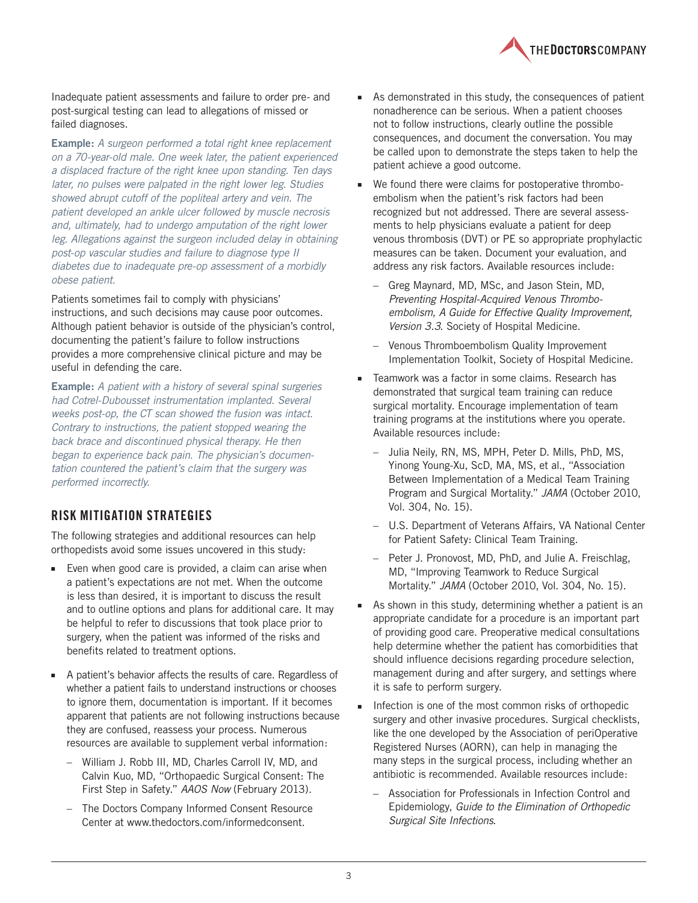Inadequate patient assessments and failure to order pre- and post-surgical testing can lead to allegations of missed or failed diagnoses.

**Example:** *A surgeon performed a total right knee replacement on a 70-year-old male. One week later, the patient experienced a displaced fracture of the right knee upon standing. Ten days later, no pulses were palpated in the right lower leg. Studies showed abrupt cutoff of the popliteal artery and vein. The patient developed an ankle ulcer followed by muscle necrosis and, ultimately, had to undergo amputation of the right lower leg. Allegations against the surgeon included delay in obtaining post-op vascular studies and failure to diagnose type II diabetes due to inadequate pre-op assessment of a morbidly obese patient.*

Patients sometimes fail to comply with physicians' instructions, and such decisions may cause poor outcomes. Although patient behavior is outside of the physician's control, documenting the patient's failure to follow instructions provides a more comprehensive clinical picture and may be useful in defending the care.

**Example:** *A patient with a history of several spinal surgeries had Cotrel-Dubousset instrumentation implanted. Several weeks post-op, the CT scan showed the fusion was intact. Contrary to instructions, the patient stopped wearing the back brace and discontinued physical therapy. He then began to experience back pain. The physician's documentation countered the patient's claim that the surgery was performed incorrectly.*

## RISK MITIGATION STRATEGIES

The following strategies and additional resources can help orthopedists avoid some issues uncovered in this study:

- Even when good care is provided, a claim can arise when a patient's expectations are not met. When the outcome is less than desired, it is important to discuss the result and to outline options and plans for additional care. It may be helpful to refer to discussions that took place prior to surgery, when the patient was informed of the risks and benefits related to treatment options.
- A patient's behavior affects the results of care. Regardless of whether a patient fails to understand instructions or chooses to ignore them, documentation is important. If it becomes apparent that patients are not following instructions because they are confused, reassess your process. Numerous resources are available to supplement verbal information:
  - William J. Robb III, MD, Charles Carroll IV, MD, and Calvin Kuo, MD, "Orthopaedic Surgical Consent: The First Step in Safety." *AAOS Now* (February 2013).
  - The Doctors Company Informed Consent Resource Center at www.thedoctors.com/informedconsent.
- As demonstrated in this study, the consequences of patient nonadherence can be serious. When a patient chooses not to follow instructions, clearly outline the possible consequences, and document the conversation. You may be called upon to demonstrate the steps taken to help the patient achieve a good outcome.
- We found there were claims for postoperative thromboembolism when the patient's risk factors had been recognized but not addressed. There are several assessments to help physicians evaluate a patient for deep venous thrombosis (DVT) or PE so appropriate prophylactic measures can be taken. Document your evaluation, and address any risk factors. Available resources include:
  - Greg Maynard, MD, MSc, and Jason Stein, MD, *Preventing Hospital-Acquired Venous Thromboembolism, A Guide for Effective Quality Improvement, Version 3.3*. Society of Hospital Medicine.
  - Venous Thromboembolism Quality Improvement Implementation Toolkit, Society of Hospital Medicine.
- Teamwork was a factor in some claims. Research has demonstrated that surgical team training can reduce surgical mortality. Encourage implementation of team training programs at the institutions where you operate. Available resources include:
  - Julia Neily, RN, MS, MPH, Peter D. Mills, PhD, MS, Yinong Young-Xu, ScD, MA, MS, et al., "Association Between Implementation of a Medical Team Training Program and Surgical Mortality." *JAMA* (October 2010, Vol. 304, No. 15).
  - U.S. Department of Veterans Affairs, VA National Center for Patient Safety: Clinical Team Training.
  - Peter J. Pronovost, MD, PhD, and Julie A. Freischlag, MD, "Improving Teamwork to Reduce Surgical Mortality." *JAMA* (October 2010, Vol. 304, No. 15).
- As shown in this study, determining whether a patient is an appropriate candidate for a procedure is an important part of providing good care. Preoperative medical consultations help determine whether the patient has comorbidities that should influence decisions regarding procedure selection, management during and after surgery, and settings where it is safe to perform surgery.
- Infection is one of the most common risks of orthopedic surgery and other invasive procedures. Surgical checklists, like the one developed by the Association of periOperative Registered Nurses (AORN), can help in managing the many steps in the surgical process, including whether an antibiotic is recommended. Available resources include:
  - Association for Professionals in Infection Control and Epidemiology, *Guide to the Elimination of Orthopedic Surgical Site Infections*.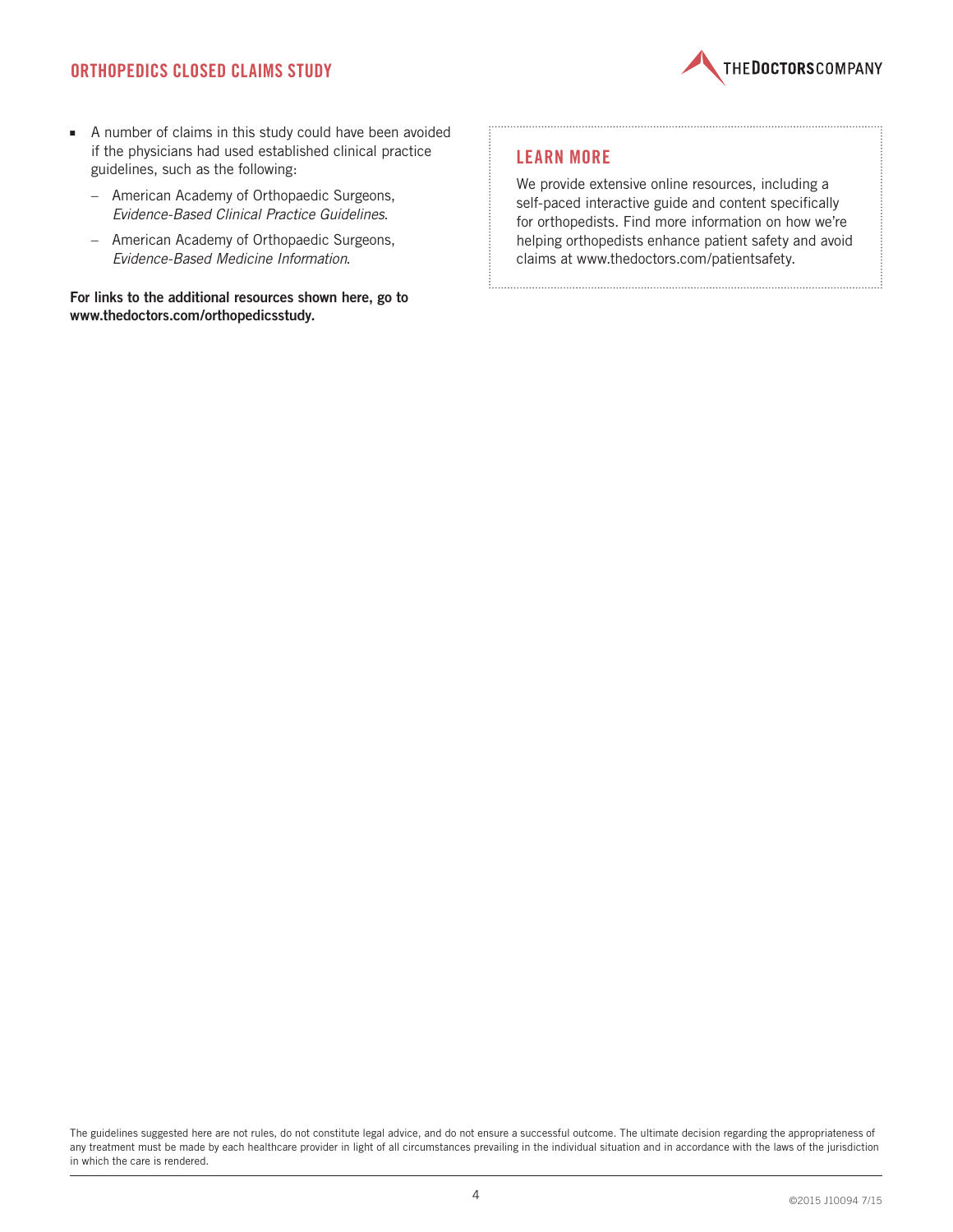- A number of claims in this study could have been avoided if the physicians had used established clinical practice guidelines, such as the following:
  - American Academy of Orthopaedic Surgeons, *Evidence-Based Clinical Practice Guidelines*.
  - American Academy of Orthopaedic Surgeons, *Evidence-Based Medicine Information*.

**For links to the additional resources shown here, go to www.thedoctors.com/orthopedicsstudy.**

## LEARN MORE

We provide extensive online resources, including a self-paced interactive guide and content specifically for orthopedists. Find more information on how we're helping orthopedists enhance patient safety and avoid claims at www.thedoctors.com/patientsafety.

The guidelines suggested here are not rules, do not constitute legal advice, and do not ensure a successful outcome. The ultimate decision regarding the appropriateness of any treatment must be made by each healthcare provider in light of all circumstances prevailing in the individual situation and in accordance with the laws of the jurisdiction in which the care is rendered.

©2015 J10094 7/15